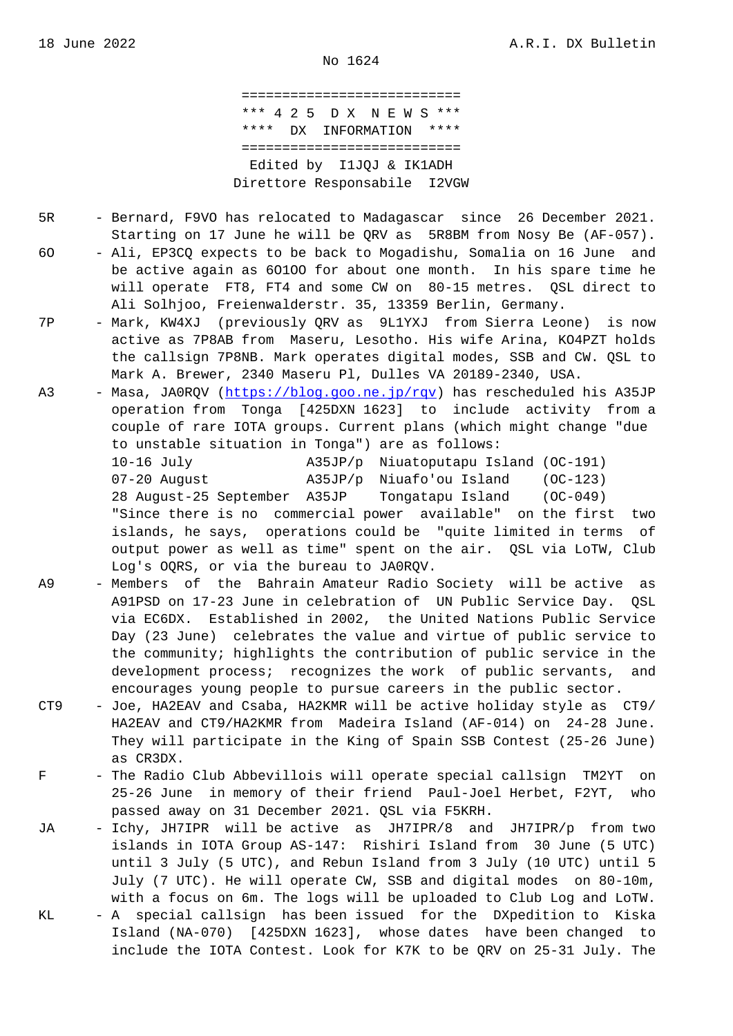18 June 2022 A.R.I. DX Bulletin

No 1624

===========================

*** 4 2 5 D X N E W S ***

**** DX INFORMATION ****

===========================

Edited by I1JQJ & IK1ADH

Direttore Responsabile I2VGW

5R - Bernard, F9VO has relocated to Madagascar since 26 December 2021. Starting on 17 June he will be QRV as 5R8BM from Nosy Be (AF-057).

6O - Ali, EP3CQ expects to be back to Mogadishu, Somalia on 16 June and be active again as 6O1OO for about one month. In his spare time he will operate FT8, FT4 and some CW on 80-15 metres. QSL direct to Ali Solhjoo, Freienwalderstr. 35, 13359 Berlin, Germany.

7P - Mark, KW4XJ (previously QRV as 9L1YXJ from Sierra Leone) is now active as 7P8AB from Maseru, Lesotho. His wife Arina, KO4PZT holds the callsign 7P8NB. Mark operates digital modes, SSB and CW. QSL to Mark A. Brewer, 2340 Maseru Pl, Dulles VA 20189-2340, USA.

A3 - Masa, JA0RQV (https://blog.goo.ne.jp/rqv) has rescheduled his A35JP operation from Tonga [425DXN 1623] to include activity from a couple of rare IOTA groups. Current plans (which might change "due to unstable situation in Tonga") are as follows:

| | | | |
|---|---|---|---|
| 10-16 July | A35JP/p | Niuatoputapu Island | (OC-191) |
| 07-20 August | A35JP/p | Niuafo'ou Island | (OC-123) |
| 28 August-25 September | A35JP | Tongatapu Island | (OC-049) |

"Since there is no commercial power available" on the first two islands, he says, operations could be "quite limited in terms of output power as well as time" spent on the air. QSL via LoTW, Club Log's OQRS, or via the bureau to JA0RQV.

A9 - Members of the Bahrain Amateur Radio Society will be active as A91PSD on 17-23 June in celebration of UN Public Service Day. QSL via EC6DX. Established in 2002, the United Nations Public Service Day (23 June) celebrates the value and virtue of public service to the community; highlights the contribution of public service in the development process; recognizes the work of public servants, and encourages young people to pursue careers in the public sector.

CT9 - Joe, HA2EAV and Csaba, HA2KMR will be active holiday style as CT9/HA2EAV and CT9/HA2KMR from Madeira Island (AF-014) on 24-28 June. They will participate in the King of Spain SSB Contest (25-26 June) as CR3DX.

F - The Radio Club Abbevillois will operate special callsign TM2YT on 25-26 June in memory of their friend Paul-Joel Herbet, F2YT, who passed away on 31 December 2021. QSL via F5KRH.

JA - Ichy, JH7IPR will be active as JH7IPR/8 and JH7IPR/p from two islands in IOTA Group AS-147: Rishiri Island from 30 June (5 UTC) until 3 July (5 UTC), and Rebun Island from 3 July (10 UTC) until 5 July (7 UTC). He will operate CW, SSB and digital modes on 80-10m, with a focus on 6m. The logs will be uploaded to Club Log and LoTW.

KL - A special callsign has been issued for the DXpedition to Kiska Island (NA-070) [425DXN 1623], whose dates have been changed to include the IOTA Contest. Look for K7K to be QRV on 25-31 July. The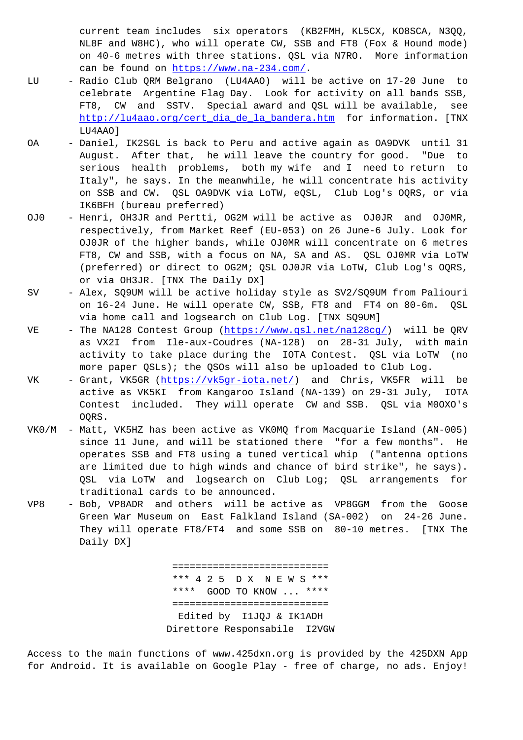current team includes six operators (KB2FMH, KL5CX, KO8SCA, N3QQ, NL8F and W8HC), who will operate CW, SSB and FT8 (Fox & Hound mode) on 40-6 metres with three stations. QSL via N7RO. More information can be found on https://www.na-234.com/.

LU - Radio Club QRM Belgrano (LU4AAO) will be active on 17-20 June to celebrate Argentine Flag Day. Look for activity on all bands SSB, FT8, CW and SSTV. Special award and QSL will be available, see http://lu4aao.org/cert_dia_de_la_bandera.htm for information. [TNX LU4AAO]

OA - Daniel, IK2SGL is back to Peru and active again as OA9DVK until 31 August. After that, he will leave the country for good. "Due to serious health problems, both my wife and I need to return to Italy", he says. In the meanwhile, he will concentrate his activity on SSB and CW. QSL OA9DVK via LoTW, eQSL, Club Log's OQRS, or via IK6BFH (bureau preferred)

OJ0 - Henri, OH3JR and Pertti, OG2M will be active as OJ0JR and OJ0MR, respectively, from Market Reef (EU-053) on 26 June-6 July. Look for OJ0JR of the higher bands, while OJ0MR will concentrate on 6 metres FT8, CW and SSB, with a focus on NA, SA and AS. QSL OJ0MR via LoTW (preferred) or direct to OG2M; QSL OJ0JR via LoTW, Club Log's OQRS, or via OH3JR. [TNX The Daily DX]

SV - Alex, SQ9UM will be active holiday style as SV2/SQ9UM from Paliouri on 16-24 June. He will operate CW, SSB, FT8 and FT4 on 80-6m. QSL via home call and logsearch on Club Log. [TNX SQ9UM]

VE - The NA128 Contest Group (https://www.qsl.net/na128cg/) will be QRV as VX2I from Ile-aux-Coudres (NA-128) on 28-31 July, with main activity to take place during the IOTA Contest. QSL via LoTW (no more paper QSLs); the QSOs will also be uploaded to Club Log.

VK - Grant, VK5GR (https://vk5gr-iota.net/) and Chris, VK5FR will be active as VK5KI from Kangaroo Island (NA-139) on 29-31 July, IOTA Contest included. They will operate CW and SSB. QSL via M0OXO's OQRS.

VK0/M - Matt, VK5HZ has been active as VK0MQ from Macquarie Island (AN-005) since 11 June, and will be stationed there "for a few months". He operates SSB and FT8 using a tuned vertical whip ("antenna options are limited due to high winds and chance of bird strike", he says). QSL via LoTW and logsearch on Club Log; QSL arrangements for traditional cards to be announced.

VP8 - Bob, VP8ADR and others will be active as VP8GGM from the Goose Green War Museum on East Falkland Island (SA-002) on 24-26 June. They will operate FT8/FT4 and some SSB on 80-10 metres. [TNX The Daily DX]

===========================
*** 4 2 5 D X N E W S ***
**** GOOD TO KNOW ... ****
===========================
Edited by I1JQJ & IK1ADH
Direttore Responsabile I2VGW

Access to the main functions of www.425dxn.org is provided by the 425DXN App for Android. It is available on Google Play - free of charge, no ads. Enjoy!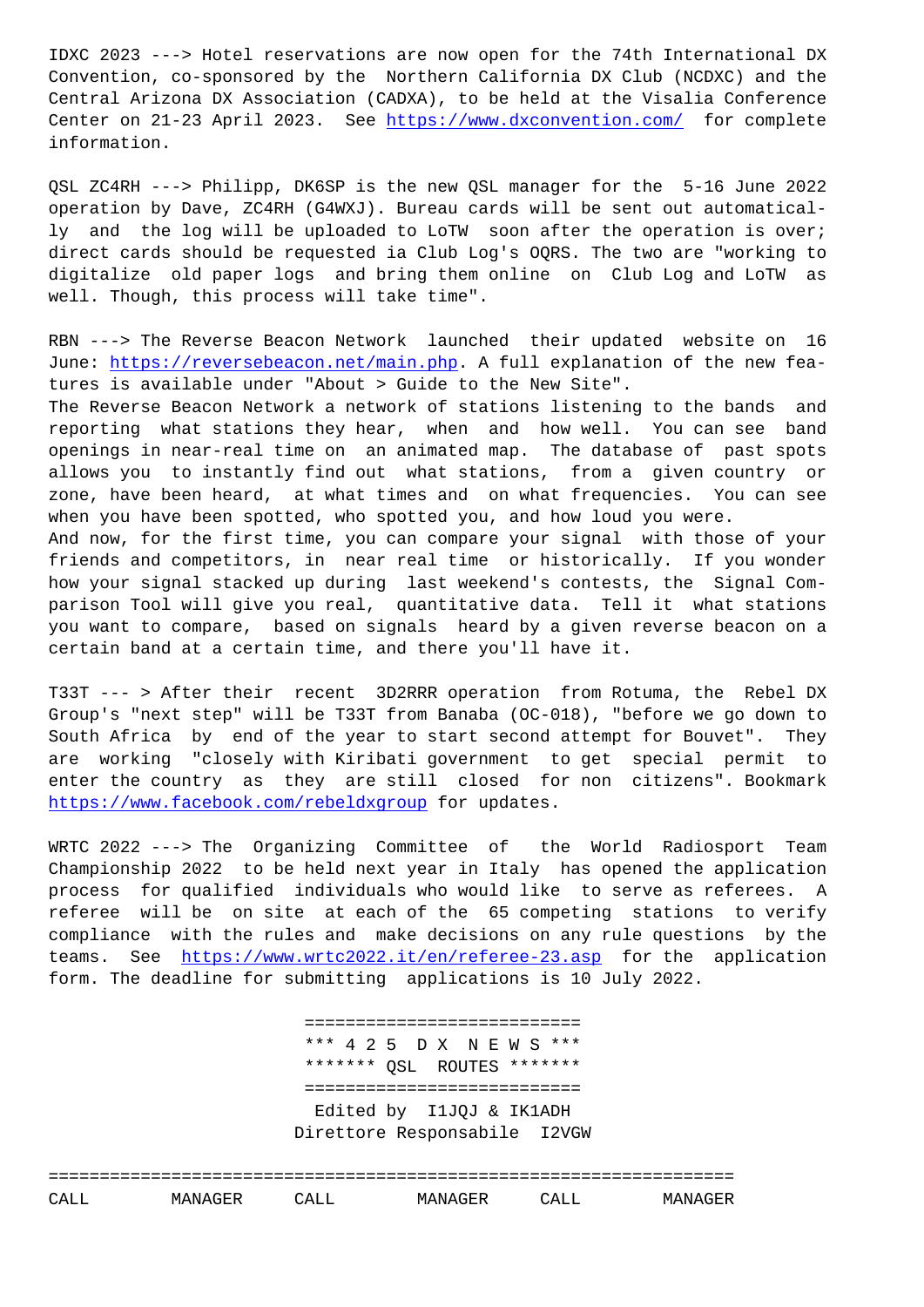IDXC 2023 ---> Hotel reservations are now open for the 74th International DX Convention, co-sponsored by the Northern California DX Club (NCDXC) and the Central Arizona DX Association (CADXA), to be held at the Visalia Conference Center on 21-23 April 2023. See https://www.dxconvention.com/ for complete information.

QSL ZC4RH ---> Philipp, DK6SP is the new QSL manager for the 5-16 June 2022 operation by Dave, ZC4RH (G4WXJ). Bureau cards will be sent out automatically and the log will be uploaded to LoTW soon after the operation is over; direct cards should be requested ia Club Log's OQRS. The two are "working to digitalize old paper logs and bring them online on Club Log and LoTW as well. Though, this process will take time".

RBN ---> The Reverse Beacon Network launched their updated website on 16 June: https://reversebeacon.net/main.php. A full explanation of the new features is available under "About > Guide to the New Site".
The Reverse Beacon Network a network of stations listening to the bands and reporting what stations they hear, when and how well. You can see band openings in near-real time on an animated map. The database of past spots allows you to instantly find out what stations, from a given country or zone, have been heard, at what times and on what frequencies. You can see when you have been spotted, who spotted you, and how loud you were.
And now, for the first time, you can compare your signal with those of your friends and competitors, in near real time or historically. If you wonder how your signal stacked up during last weekend's contests, the Signal Comparison Tool will give you real, quantitative data. Tell it what stations you want to compare, based on signals heard by a given reverse beacon on a certain band at a certain time, and there you'll have it.

T33T --- > After their recent 3D2RRR operation from Rotuma, the Rebel DX Group's "next step" will be T33T from Banaba (OC-018), "before we go down to South Africa by end of the year to start second attempt for Bouvet". They are working "closely with Kiribati government to get special permit to enter the country as they are still closed for non citizens". Bookmark https://www.facebook.com/rebeldxgroup for updates.

WRTC 2022 ---> The Organizing Committee of the World Radiosport Team Championship 2022 to be held next year in Italy has opened the application process for qualified individuals who would like to serve as referees. A referee will be on site at each of the 65 competing stations to verify compliance with the rules and make decisions on any rule questions by the teams. See https://www.wrtc2022.it/en/referee-23.asp for the application form. The deadline for submitting applications is 10 July 2022.

```
==========================
*** 4 2 5  D X  N E W S ***
******* QSL  ROUTES *******
==========================
 Edited by  I1JQJ & IK1ADH
Direttore Responsabile  I2VGW
```

| CALL | MANAGER | CALL | MANAGER | CALL | MANAGER |
|---|---|---|---|---|---|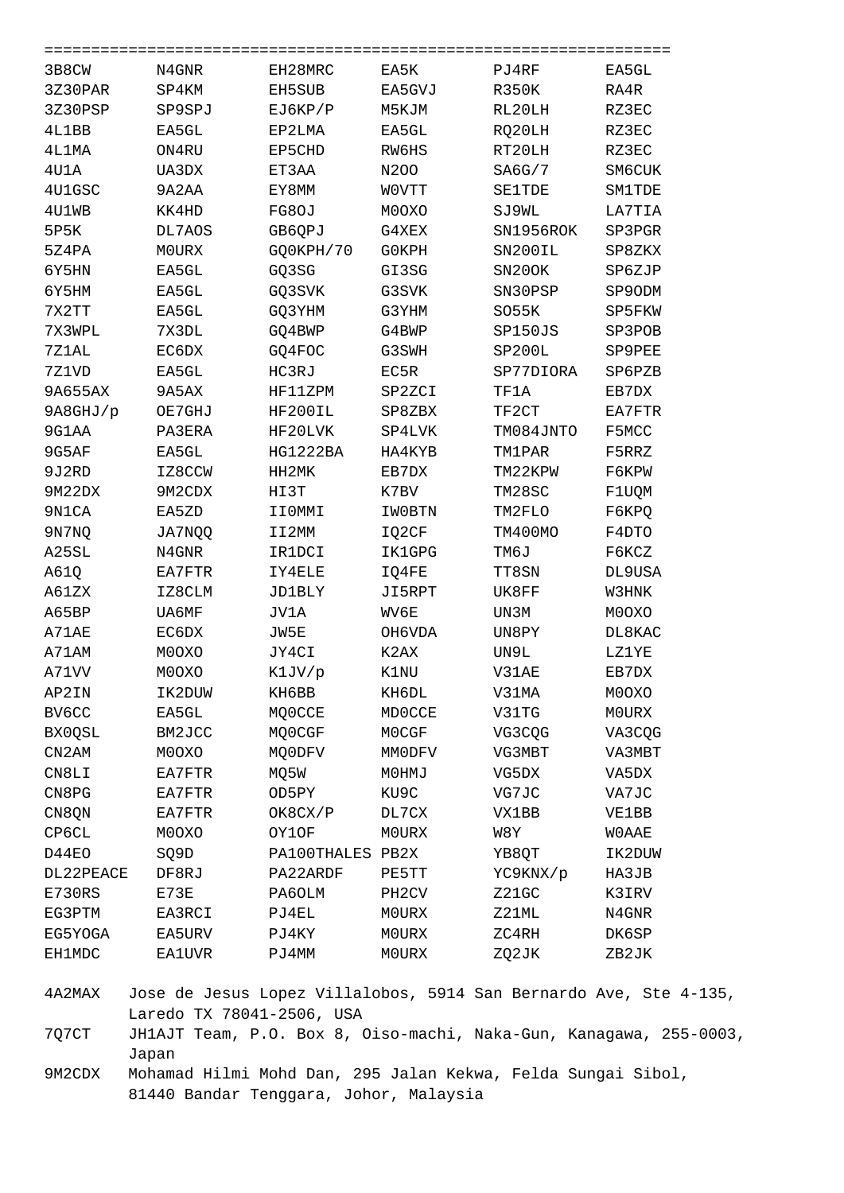=================================================================

| | | | | | |
|---|---|---|---|---|---|
| 3B8CW | N4GNR | EH28MRC | EA5K | PJ4RF | EA5GL |
| 3Z30PAR | SP4KM | EH5SUB | EA5GVJ | R350K | RA4R |
| 3Z30PSP | SP9SPJ | EJ6KP/P | M5KJM | RL20LH | RZ3EC |
| 4L1BB | EA5GL | EP2LMA | EA5GL | RQ20LH | RZ3EC |
| 4L1MA | ON4RU | EP5CHD | RW6HS | RT20LH | RZ3EC |
| 4U1A | UA3DX | ET3AA | N2OO | SA6G/7 | SM6CUK |
| 4U1GSC | 9A2AA | EY8MM | W0VTT | SE1TDE | SM1TDE |
| 4U1WB | KK4HD | FG8OJ | M0OXO | SJ9WL | LA7TIA |
| 5P5K | DL7AOS | GB6QPJ | G4XEX | SN1956ROK | SP3PGR |
| 5Z4PA | M0URX | GQ0KPH/70 | G0KPH | SN200IL | SP8ZKX |
| 6Y5HN | EA5GL | GQ3SG | GI3SG | SN20OK | SP6ZJP |
| 6Y5HM | EA5GL | GQ3SVK | G3SVK | SN30PSP | SP9ODM |
| 7X2TT | EA5GL | GQ3YHM | G3YHM | SO55K | SP5FKW |
| 7X3WPL | 7X3DL | GQ4BWP | G4BWP | SP150JS | SP3POB |
| 7Z1AL | EC6DX | GQ4FOC | G3SWH | SP200L | SP9PEE |
| 7Z1VD | EA5GL | HC3RJ | EC5R | SP77DIORA | SP6PZB |
| 9A655AX | 9A5AX | HF11ZPM | SP2ZCI | TF1A | EB7DX |
| 9A8GHJ/p | OE7GHJ | HF200IL | SP8ZBX | TF2CT | EA7FTR |
| 9G1AA | PA3ERA | HF20LVK | SP4LVK | TM084JNTO | F5MCC |
| 9G5AF | EA5GL | HG1222BA | HA4KYB | TM1PAR | F5RRZ |
| 9J2RD | IZ8CCW | HH2MK | EB7DX | TM22KPW | F6KPW |
| 9M22DX | 9M2CDX | HI3T | K7BV | TM28SC | F1UQM |
| 9N1CA | EA5ZD | II0MMI | IW0BTN | TM2FLO | F6KPQ |
| 9N7NQ | JA7NQQ | II2MM | IQ2CF | TM400MO | F4DTO |
| A25SL | N4GNR | IR1DCI | IK1GPG | TM6J | F6KCZ |
| A61Q | EA7FTR | IY4ELE | IQ4FE | TT8SN | DL9USA |
| A61ZX | IZ8CLM | JD1BLY | JI5RPT | UK8FF | W3HNK |
| A65BP | UA6MF | JV1A | WV6E | UN3M | M0OXO |
| A71AE | EC6DX | JW5E | OH6VDA | UN8PY | DL8KAC |
| A71AM | M0OXO | JY4CI | K2AX | UN9L | LZ1YE |
| A71VV | M0OXO | K1JV/p | K1NU | V31AE | EB7DX |
| AP2IN | IK2DUW | KH6BB | KH6DL | V31MA | M0OXO |
| BV6CC | EA5GL | MQ0CCE | MD0CCE | V31TG | M0URX |
| BX0QSL | BM2JCC | MQ0CGF | M0CGF | VG3CQG | VA3CQG |
| CN2AM | M0OXO | MQ0DFV | MM0DFV | VG3MBT | VA3MBT |
| CN8LI | EA7FTR | MQ5W | M0HMJ | VG5DX | VA5DX |
| CN8PG | EA7FTR | OD5PY | KU9C | VG7JC | VA7JC |
| CN8QN | EA7FTR | OK8CX/P | DL7CX | VX1BB | VE1BB |
| CP6CL | M0OXO | OY1OF | M0URX | W8Y | W0AAE |
| D44EO | SQ9D | PA100THALES | PB2X | YB8QT | IK2DUW |
| DL22PEACE | DF8RJ | PA22ARDF | PE5TT | YC9KNX/p | HA3JB |
| E730RS | E73E | PA60LM | PH2CV | Z21GC | K3IRV |
| EG3PTM | EA3RCI | PJ4EL | M0URX | Z21ML | N4GNR |
| EG5YOGA | EA5URV | PJ4KY | M0URX | ZC4RH | DK6SP |
| EH1MDC | EA1UVR | PJ4MM | M0URX | ZQ2JK | ZB2JK |

4A2MAX   Jose de Jesus Lopez Villalobos, 5914 San Bernardo Ave, Ste 4-135, Laredo TX 78041-2506, USA

7Q7CT   JH1AJT Team, P.O. Box 8, Oiso-machi, Naka-Gun, Kanagawa, 255-0003, Japan

9M2CDX   Mohamad Hilmi Mohd Dan, 295 Jalan Kekwa, Felda Sungai Sibol, 81440 Bandar Tenggara, Johor, Malaysia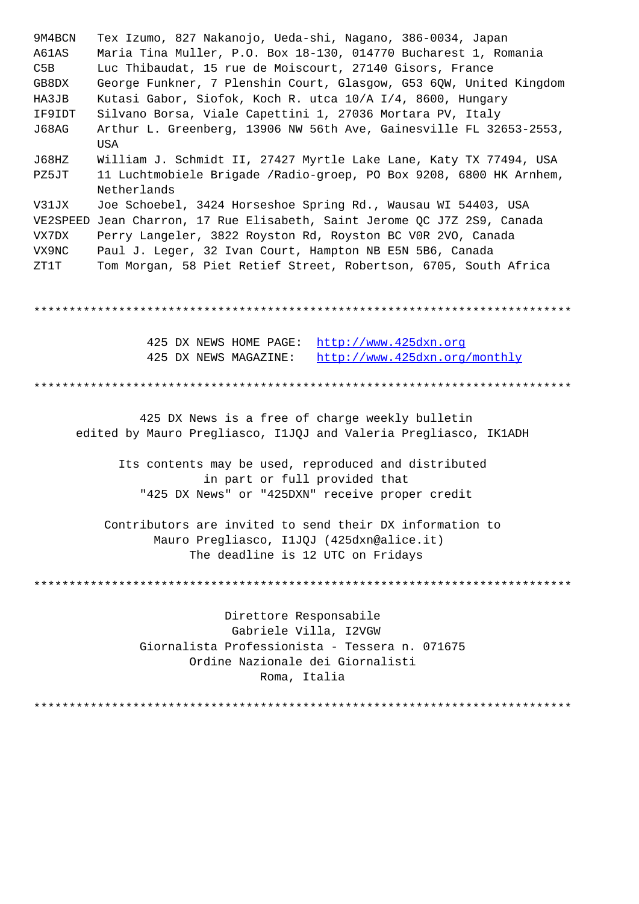| | |
|---|---|
| 9M4BCN | Tex Izumo, 827 Nakanojo, Ueda-shi, Nagano, 386-0034, Japan |
| A61AS | Maria Tina Muller, P.O. Box 18-130, 014770 Bucharest 1, Romania |
| C5B | Luc Thibaudat, 15 rue de Moiscourt, 27140 Gisors, France |
| GB8DX | George Funkner, 7 Plenshin Court, Glasgow, G53 6QW, United Kingdom |
| HA3JB | Kutasi Gabor, Siofok, Koch R. utca 10/A I/4, 8600, Hungary |
| IF9IDT | Silvano Borsa, Viale Capettini 1, 27036 Mortara PV, Italy |
| J68AG | Arthur L. Greenberg, 13906 NW 56th Ave, Gainesville FL 32653-2553, USA |
| J68HZ | William J. Schmidt II, 27427 Myrtle Lake Lane, Katy TX 77494, USA |
| PZ5JT | 11 Luchtmobiele Brigade /Radio-groep, PO Box 9208, 6800 HK Arnhem, Netherlands |
| V31JX | Joe Schoebel, 3424 Horseshoe Spring Rd., Wausau WI 54403, USA |
| VE2SPEED | Jean Charron, 17 Rue Elisabeth, Saint Jerome QC J7Z 2S9, Canada |
| VX7DX | Perry Langeler, 3822 Royston Rd, Royston BC V0R 2VO, Canada |
| VX9NC | Paul J. Leger, 32 Ivan Court, Hampton NB E5N 5B6, Canada |
| ZT1T | Tom Morgan, 58 Piet Retief Street, Robertson, 6705, South Africa |

******************************************************************************

425 DX NEWS HOME PAGE: http://www.425dxn.org
425 DX NEWS MAGAZINE: http://www.425dxn.org/monthly

******************************************************************************

425 DX News is a free of charge weekly bulletin
edited by Mauro Pregliasco, I1JQJ and Valeria Pregliasco, IK1ADH

Its contents may be used, reproduced and distributed
in part or full provided that
"425 DX News" or "425DXN" receive proper credit

Contributors are invited to send their DX information to
Mauro Pregliasco, I1JQJ (425dxn@alice.it)
The deadline is 12 UTC on Fridays

******************************************************************************

Direttore Responsabile
Gabriele Villa, I2VGW
Giornalista Professionista - Tessera n. 071675
Ordine Nazionale dei Giornalisti
Roma, Italia

******************************************************************************